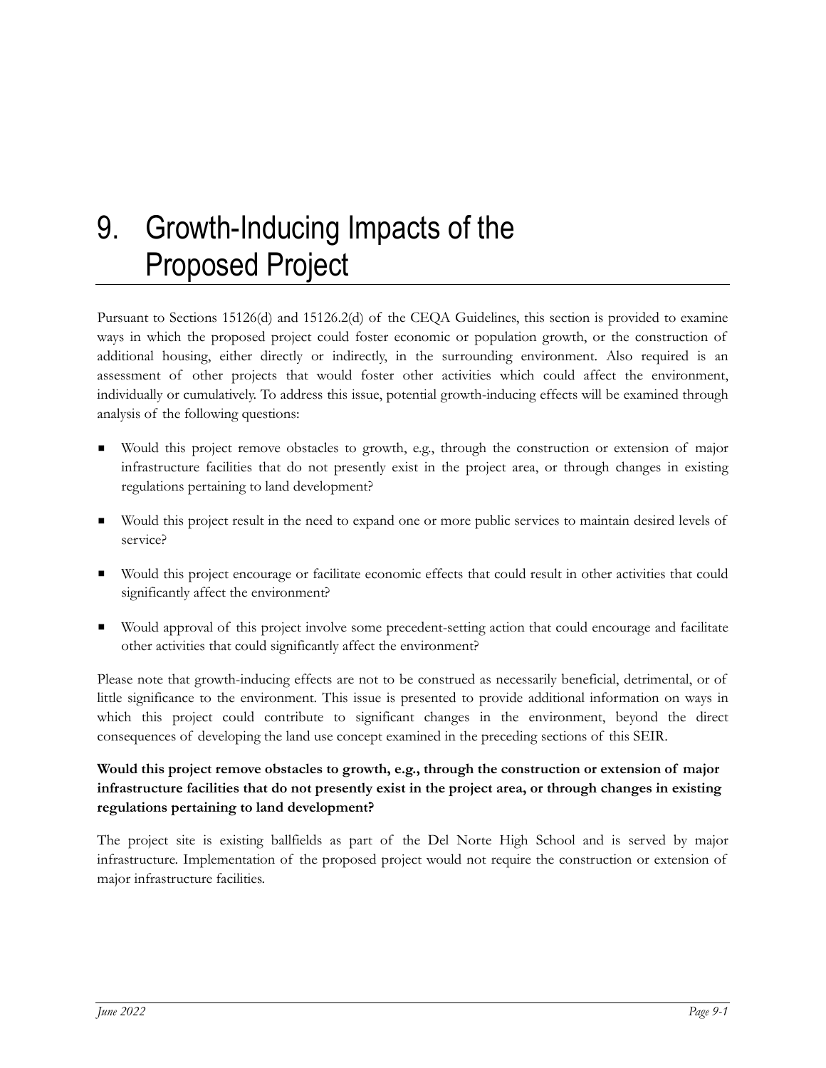# 9. Growth-Inducing Impacts of the Proposed Project

Pursuant to Sections 15126(d) and 15126.2(d) of the CEQA Guidelines, this section is provided to examine ways in which the proposed project could foster economic or population growth, or the construction of additional housing, either directly or indirectly, in the surrounding environment. Also required is an assessment of other projects that would foster other activities which could affect the environment, individually or cumulatively. To address this issue, potential growth-inducing effects will be examined through analysis of the following questions:

- Would this project remove obstacles to growth, e.g., through the construction or extension of major infrastructure facilities that do not presently exist in the project area, or through changes in existing regulations pertaining to land development?
- Would this project result in the need to expand one or more public services to maintain desired levels of service?
- Would this project encourage or facilitate economic effects that could result in other activities that could significantly affect the environment?
- Would approval of this project involve some precedent-setting action that could encourage and facilitate other activities that could significantly affect the environment?

Please note that growth-inducing effects are not to be construed as necessarily beneficial, detrimental, or of little significance to the environment. This issue is presented to provide additional information on ways in which this project could contribute to significant changes in the environment, beyond the direct consequences of developing the land use concept examined in the preceding sections of this SEIR.

**Would this project remove obstacles to growth, e.g., through the construction or extension of major infrastructure facilities that do not presently exist in the project area, or through changes in existing regulations pertaining to land development?**

The project site is existing ballfields as part of the Del Norte High School and is served by major infrastructure. Implementation of the proposed project would not require the construction or extension of major infrastructure facilities.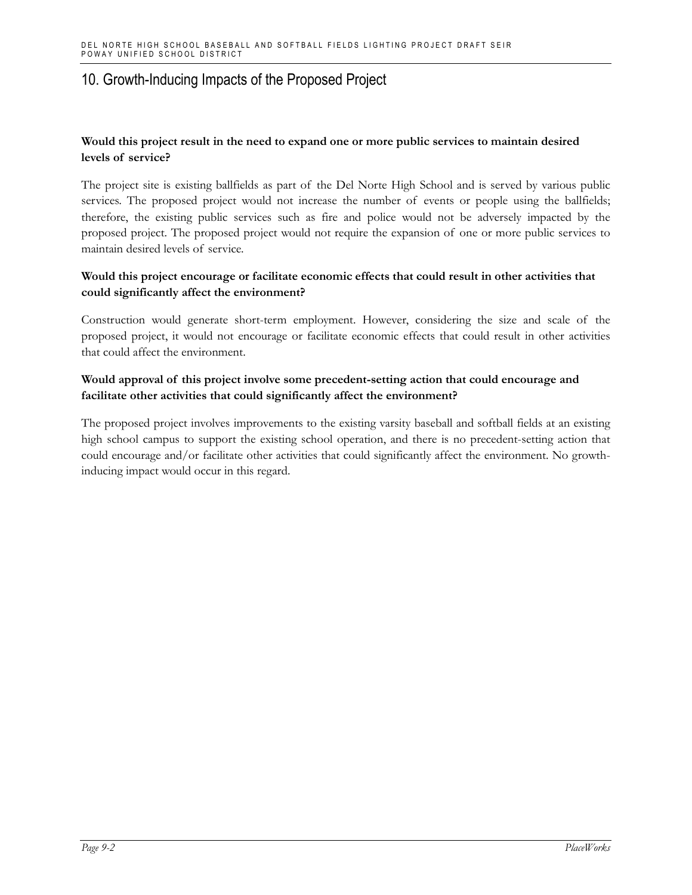# 10. Growth-Inducing Impacts of the Proposed Project

**Would this project result in the need to expand one or more public services to maintain desired levels of service?**

The project site is existing ballfields as part of the Del Norte High School and is served by various public services. The proposed project would not increase the number of events or people using the ballfields; therefore, the existing public services such as fire and police would not be adversely impacted by the proposed project. The proposed project would not require the expansion of one or more public services to maintain desired levels of service.

**Would this project encourage or facilitate economic effects that could result in other activities that could significantly affect the environment?**

Construction would generate short-term employment. However, considering the size and scale of the proposed project, it would not encourage or facilitate economic effects that could result in other activities that could affect the environment.

**Would approval of this project involve some precedent-setting action that could encourage and facilitate other activities that could significantly affect the environment?**

The proposed project involves improvements to the existing varsity baseball and softball fields at an existing high school campus to support the existing school operation, and there is no precedent-setting action that could encourage and/or facilitate other activities that could significantly affect the environment. No growth-inducing impact would occur in this regard.